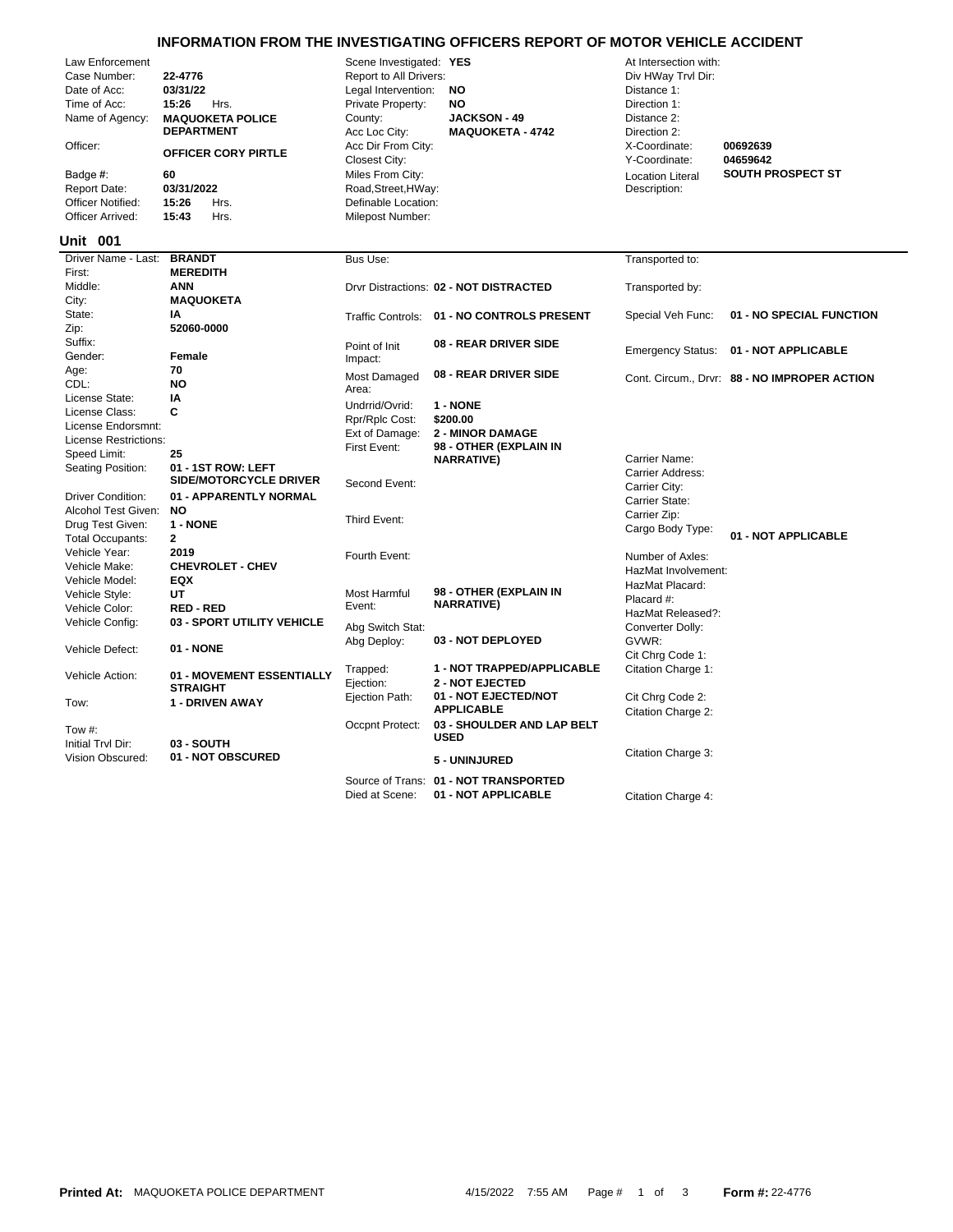# INFORMATION FROM THE INVESTIGATING OFFICERS REPORT OF MOTOR VEHICLE ACCIDENT

| Field | Value | Field | Value | Field | Value |
|---|---|---|---|---|---|
| Law Enforcement Case Number: | 22-4776 | Scene Investigated: | YES | At Intersection with: | |
| Date of Acc: | 03/31/22 | Report to All Drivers: | | Div HWay Trvl Dir: | |
| Time of Acc: | 15:26 Hrs. | Legal Intervention: | NO | Distance 1: | |
| Name of Agency: | MAQUOKETA POLICE DEPARTMENT | Private Property: | NO | Direction 1: | |
| Officer: | OFFICER CORY PIRTLE | County: | JACKSON - 49 | Distance 2: | |
| Badge #: | 60 | Acc Loc City: | MAQUOKETA - 4742 | Direction 2: | |
| Report Date: | 03/31/2022 | Acc Dir From City: | | X-Coordinate: | 00692639 |
| Officer Notified: | 15:26 Hrs. | Closest City: | | Y-Coordinate: | 04659642 |
| Officer Arrived: | 15:43 Hrs. | Miles From City: | | Location Literal Description: | SOUTH PROSPECT ST |
| | | Road,Street,HWay: | | | |
| | | Definable Location: | | | |
| | | Milepost Number: | | | |

## Unit 001

| Field | Value | Field | Value | Field | Value |
|---|---|---|---|---|---|
| Driver Name - Last: | BRANDT | Bus Use: | | Transported to: | |
| First: | MEREDITH | Drvr Distractions: | 02 - NOT DISTRACTED | Transported by: | |
| Middle: | ANN | Traffic Controls: | 01 - NO CONTROLS PRESENT | Special Veh Func: | 01 - NO SPECIAL FUNCTION |
| City: | MAQUOKETA | Point of Init Impact: | 08 - REAR DRIVER SIDE | Emergency Status: | 01 - NOT APPLICABLE |
| State: | IA | Most Damaged Area: | 08 - REAR DRIVER SIDE | Cont. Circum., Drvr: | 88 - NO IMPROPER ACTION |
| Zip: | 52060-0000 | Undrrid/Ovrid: | 1 - NONE | Carrier Name: | |
| Suffix: | | Rpr/Rplc Cost: | $200.00 | Carrier Address: | |
| Gender: | Female | Ext of Damage: | 2 - MINOR DAMAGE | Carrier City: | |
| Age: | 70 | First Event: | 98 - OTHER (EXPLAIN IN NARRATIVE) | Carrier State: | |
| CDL: | NO | Second Event: | | Carrier Zip: | |
| License State: | IA | Third Event: | | Cargo Body Type: | 01 - NOT APPLICABLE |
| License Class: | C | Fourth Event: | | Number of Axles: | |
| License Endorsmnt: | | Most Harmful Event: | 98 - OTHER (EXPLAIN IN NARRATIVE) | HazMat Involvement: | |
| License Restrictions: | | Abg Switch Stat: | | HazMat Placard: | |
| Speed Limit: | 25 | Abg Deploy: | 03 - NOT DEPLOYED | Placard #: | |
| Seating Position: | 01 - 1ST ROW: LEFT SIDE/MOTORCYCLE DRIVER | Trapped: | 1 - NOT TRAPPED/APPLICABLE | HazMat Released?: | |
| Driver Condition: | 01 - APPARENTLY NORMAL | Ejection: | 2 - NOT EJECTED | Converter Dolly: | |
| Alcohol Test Given: | NO | Ejection Path: | 01 - NOT EJECTED/NOT APPLICABLE | GVWR: | |
| Drug Test Given: | 1 - NONE | Occpnt Protect: | 03 - SHOULDER AND LAP BELT USED | Cit Chrg Code 1: | |
| Total Occupants: | 2 | | 5 - UNINJURED | Citation Charge 1: | |
| Vehicle Year: | 2019 | Source of Trans: | 01 - NOT TRANSPORTED | Cit Chrg Code 2: | |
| Vehicle Make: | CHEVROLET - CHEV | Died at Scene: | 01 - NOT APPLICABLE | Citation Charge 2: | |
| Vehicle Model: | EQX | | | Citation Charge 3: | |
| Vehicle Style: | UT | | | Citation Charge 4: | |
| Vehicle Color: | RED - RED | | | | |
| Vehicle Config: | 03 - SPORT UTILITY VEHICLE | | | | |
| Vehicle Defect: | 01 - NONE | | | | |
| Vehicle Action: | 01 - MOVEMENT ESSENTIALLY STRAIGHT | | | | |
| Tow: | 1 - DRIVEN AWAY | | | | |
| Tow #: | | | | | |
| Initial Trvl Dir: | 03 - SOUTH | | | | |
| Vision Obscured: | 01 - NOT OBSCURED | | | | |

**Printed At:** MAQUOKETA POLICE DEPARTMENT 4/15/2022 7:55 AM **Form #:** 22-4776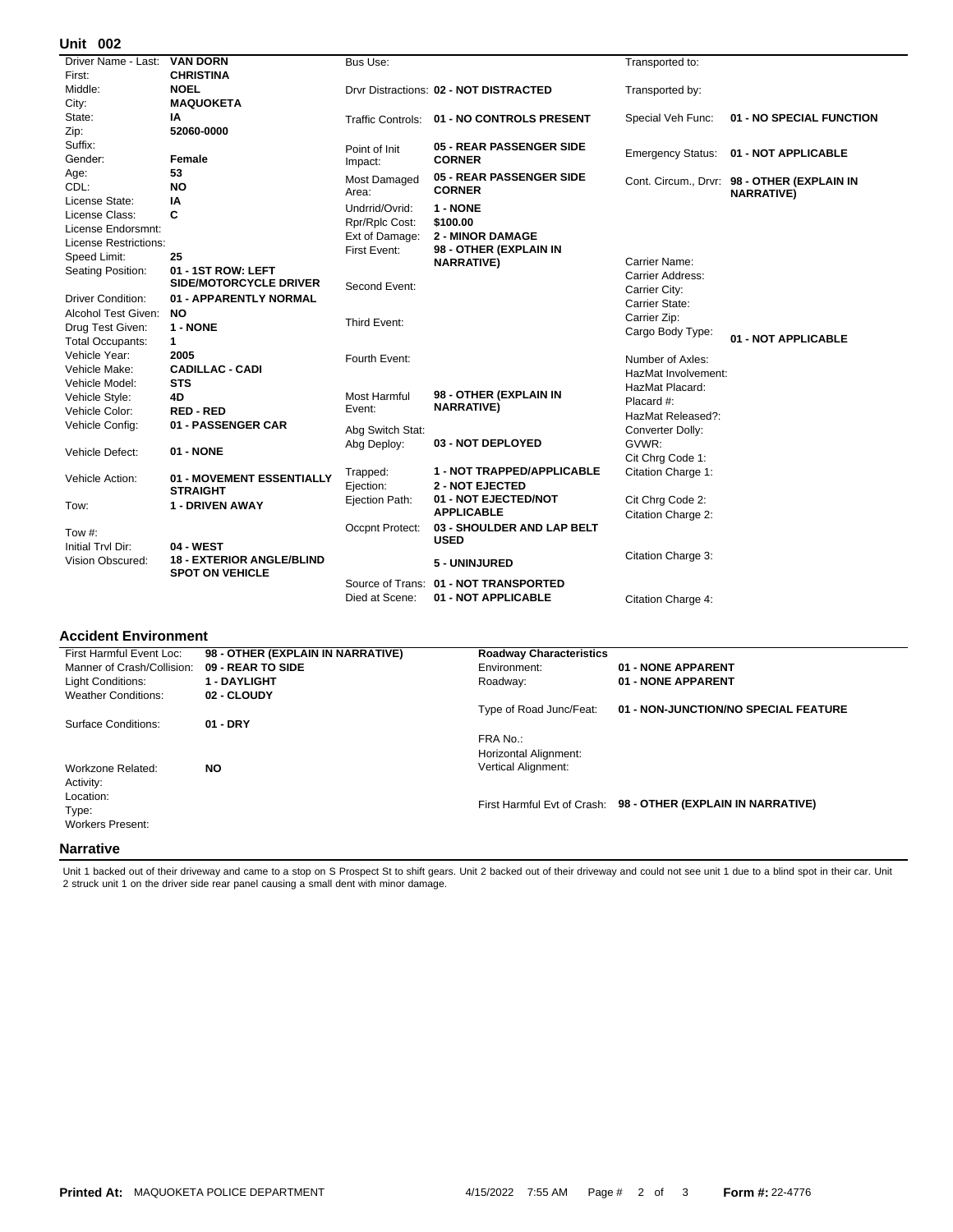## Unit 002

| Field | Value | Field | Value | Field | Value |
|---|---|---|---|---|---|
| Driver Name - Last: | VAN DORN | Bus Use: | | Transported to: | |
| First: | CHRISTINA | | | | |
| Middle: | NOEL | Drvr Distractions: | 02 - NOT DISTRACTED | Transported by: | |
| City: | MAQUOKETA | | | | |
| State: | IA | Traffic Controls: | 01 - NO CONTROLS PRESENT | Special Veh Func: | 01 - NO SPECIAL FUNCTION |
| Zip: | 52060-0000 | | | | |
| Suffix: | | Point of Init Impact: | 05 - REAR PASSENGER SIDE CORNER | Emergency Status: | 01 - NOT APPLICABLE |
| Gender: | Female | | | | |
| Age: | 53 | Most Damaged Area: | 05 - REAR PASSENGER SIDE CORNER | Cont. Circum., Drvr: | 98 - OTHER (EXPLAIN IN NARRATIVE) |
| CDL: | NO | | | | |
| License State: | IA | Undrrid/Ovrid: | 1 - NONE | | |
| License Class: | C | Rpr/Rplc Cost: | $100.00 | | |
| License Endorsmnt: | | Ext of Damage: | 2 - MINOR DAMAGE | | |
| License Restrictions: | | First Event: | 98 - OTHER (EXPLAIN IN NARRATIVE) | | |
| Speed Limit: | 25 | | | Carrier Name: | |
| Seating Position: | 01 - 1ST ROW: LEFT SIDE/MOTORCYCLE DRIVER | Second Event: | | Carrier Address: | |
| | | | | Carrier City: | |
| Driver Condition: | 01 - APPARENTLY NORMAL | | | Carrier State: | |
| Alcohol Test Given: | NO | Third Event: | | Carrier Zip: | |
| Drug Test Given: | 1 - NONE | | | Cargo Body Type: | 01 - NOT APPLICABLE |
| Total Occupants: | 1 | | | | |
| Vehicle Year: | 2005 | Fourth Event: | | Number of Axles: | |
| Vehicle Make: | CADILLAC - CADI | | | HazMat Involvement: | |
| Vehicle Model: | STS | | | HazMat Placard: | |
| Vehicle Style: | 4D | Most Harmful Event: | 98 - OTHER (EXPLAIN IN NARRATIVE) | Placard #: | |
| Vehicle Color: | RED - RED | | | HazMat Released?: | |
| Vehicle Config: | 01 - PASSENGER CAR | Abg Switch Stat: | | Converter Dolly: | |
| Vehicle Defect: | 01 - NONE | Abg Deploy: | 03 - NOT DEPLOYED | GVWR: | |
| | | | | Cit Chrg Code 1: | |
| Vehicle Action: | 01 - MOVEMENT ESSENTIALLY STRAIGHT | Trapped: | 1 - NOT TRAPPED/APPLICABLE | Citation Charge 1: | |
| | | Ejection: | 2 - NOT EJECTED | | |
| Tow: | 1 - DRIVEN AWAY | Ejection Path: | 01 - NOT EJECTED/NOT APPLICABLE | Cit Chrg Code 2: | |
| | | | | Citation Charge 2: | |
| Tow #: | | Occpnt Protect: | 03 - SHOULDER AND LAP BELT USED | | |
| Initial Trvl Dir: | 04 - WEST | | | | |
| Vision Obscured: | 18 - EXTERIOR ANGLE/BLIND SPOT ON VEHICLE | | 5 - UNINJURED | Citation Charge 3: | |
| | | Source of Trans: | 01 - NOT TRANSPORTED | | |
| | | Died at Scene: | 01 - NOT APPLICABLE | Citation Charge 4: | |

## Accident Environment

| Field | Value | Roadway Characteristics | |
|---|---|---|---|
| First Harmful Event Loc: | 98 - OTHER (EXPLAIN IN NARRATIVE) | | |
| Manner of Crash/Collision: | 09 - REAR TO SIDE | Environment: | 01 - NONE APPARENT |
| Light Conditions: | 1 - DAYLIGHT | Roadway: | 01 - NONE APPARENT |
| Weather Conditions: | 02 - CLOUDY | | |
| | | Type of Road Junc/Feat: | 01 - NON-JUNCTION/NO SPECIAL FEATURE |
| Surface Conditions: | 01 - DRY | | |
| | | FRA No.: | |
| | | Horizontal Alignment: | |
| Workzone Related: | NO | Vertical Alignment: | |
| Activity: | | | |
| Location: | | First Harmful Evt of Crash: | 98 - OTHER (EXPLAIN IN NARRATIVE) |
| Type: | | | |
| Workers Present: | | | |

## Narrative

Unit 1 backed out of their driveway and came to a stop on S Prospect St to shift gears. Unit 2 backed out of their driveway and could not see unit 1 due to a blind spot in their car. Unit 2 struck unit 1 on the driver side rear panel causing a small dent with minor damage.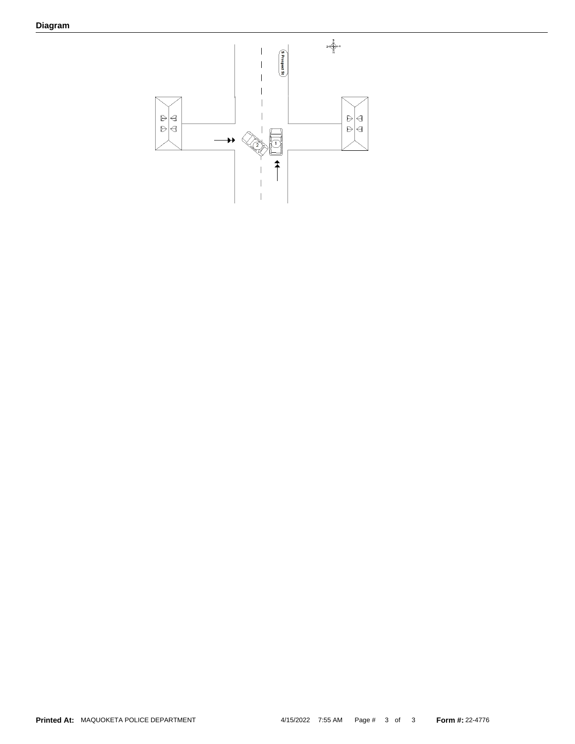**Diagram**

S Prospect St

2

1